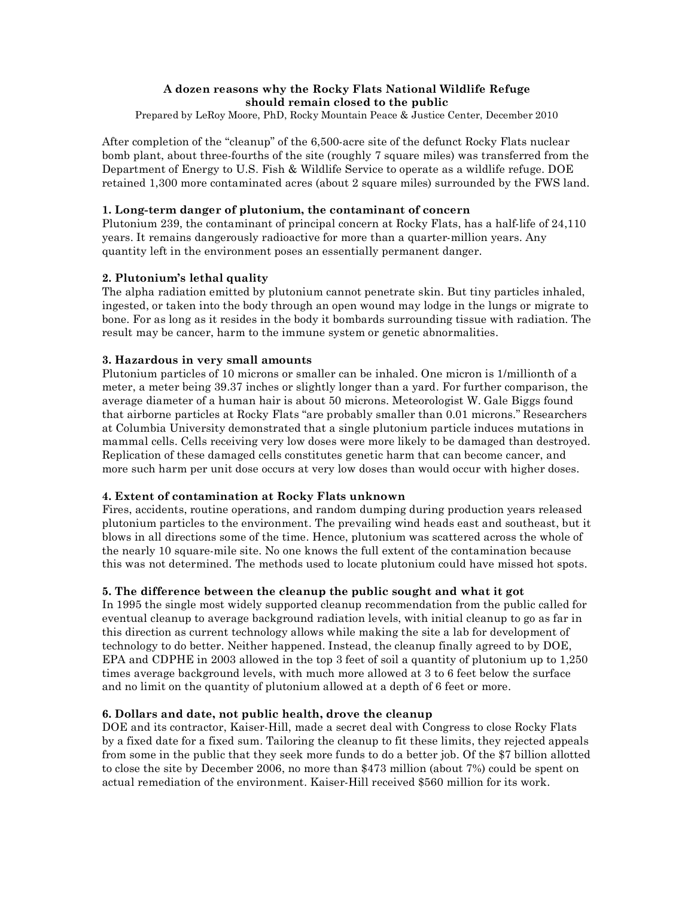**A dozen reasons why the Rocky Flats National Wildlife Refuge should remain closed to the public**

Prepared by LeRoy Moore, PhD, Rocky Mountain Peace & Justice Center, December 2010

After completion of the "cleanup" of the 6,500-acre site of the defunct Rocky Flats nuclear bomb plant, about three-fourths of the site (roughly 7 square miles) was transferred from the Department of Energy to U.S. Fish & Wildlife Service to operate as a wildlife refuge. DOE retained 1,300 more contaminated acres (about 2 square miles) surrounded by the FWS land.

**1. Long-term danger of plutonium, the contaminant of concern**

Plutonium 239, the contaminant of principal concern at Rocky Flats, has a half-life of 24,110 years. It remains dangerously radioactive for more than a quarter-million years. Any quantity left in the environment poses an essentially permanent danger.

**2. Plutonium's lethal quality**

The alpha radiation emitted by plutonium cannot penetrate skin. But tiny particles inhaled, ingested, or taken into the body through an open wound may lodge in the lungs or migrate to bone. For as long as it resides in the body it bombards surrounding tissue with radiation. The result may be cancer, harm to the immune system or genetic abnormalities.

**3. Hazardous in very small amounts**

Plutonium particles of 10 microns or smaller can be inhaled. One micron is 1/millionth of a meter, a meter being 39.37 inches or slightly longer than a yard. For further comparison, the average diameter of a human hair is about 50 microns. Meteorologist W. Gale Biggs found that airborne particles at Rocky Flats "are probably smaller than 0.01 microns." Researchers at Columbia University demonstrated that a single plutonium particle induces mutations in mammal cells. Cells receiving very low doses were more likely to be damaged than destroyed. Replication of these damaged cells constitutes genetic harm that can become cancer, and more such harm per unit dose occurs at very low doses than would occur with higher doses.

**4. Extent of contamination at Rocky Flats unknown**

Fires, accidents, routine operations, and random dumping during production years released plutonium particles to the environment. The prevailing wind heads east and southeast, but it blows in all directions some of the time. Hence, plutonium was scattered across the whole of the nearly 10 square-mile site. No one knows the full extent of the contamination because this was not determined. The methods used to locate plutonium could have missed hot spots.

**5. The difference between the cleanup the public sought and what it got**

In 1995 the single most widely supported cleanup recommendation from the public called for eventual cleanup to average background radiation levels, with initial cleanup to go as far in this direction as current technology allows while making the site a lab for development of technology to do better. Neither happened. Instead, the cleanup finally agreed to by DOE, EPA and CDPHE in 2003 allowed in the top 3 feet of soil a quantity of plutonium up to 1,250 times average background levels, with much more allowed at 3 to 6 feet below the surface and no limit on the quantity of plutonium allowed at a depth of 6 feet or more.

**6. Dollars and date, not public health, drove the cleanup**

DOE and its contractor, Kaiser-Hill, made a secret deal with Congress to close Rocky Flats by a fixed date for a fixed sum. Tailoring the cleanup to fit these limits, they rejected appeals from some in the public that they seek more funds to do a better job. Of the $7 billion allotted to close the site by December 2006, no more than $473 million (about 7%) could be spent on actual remediation of the environment. Kaiser-Hill received $560 million for its work.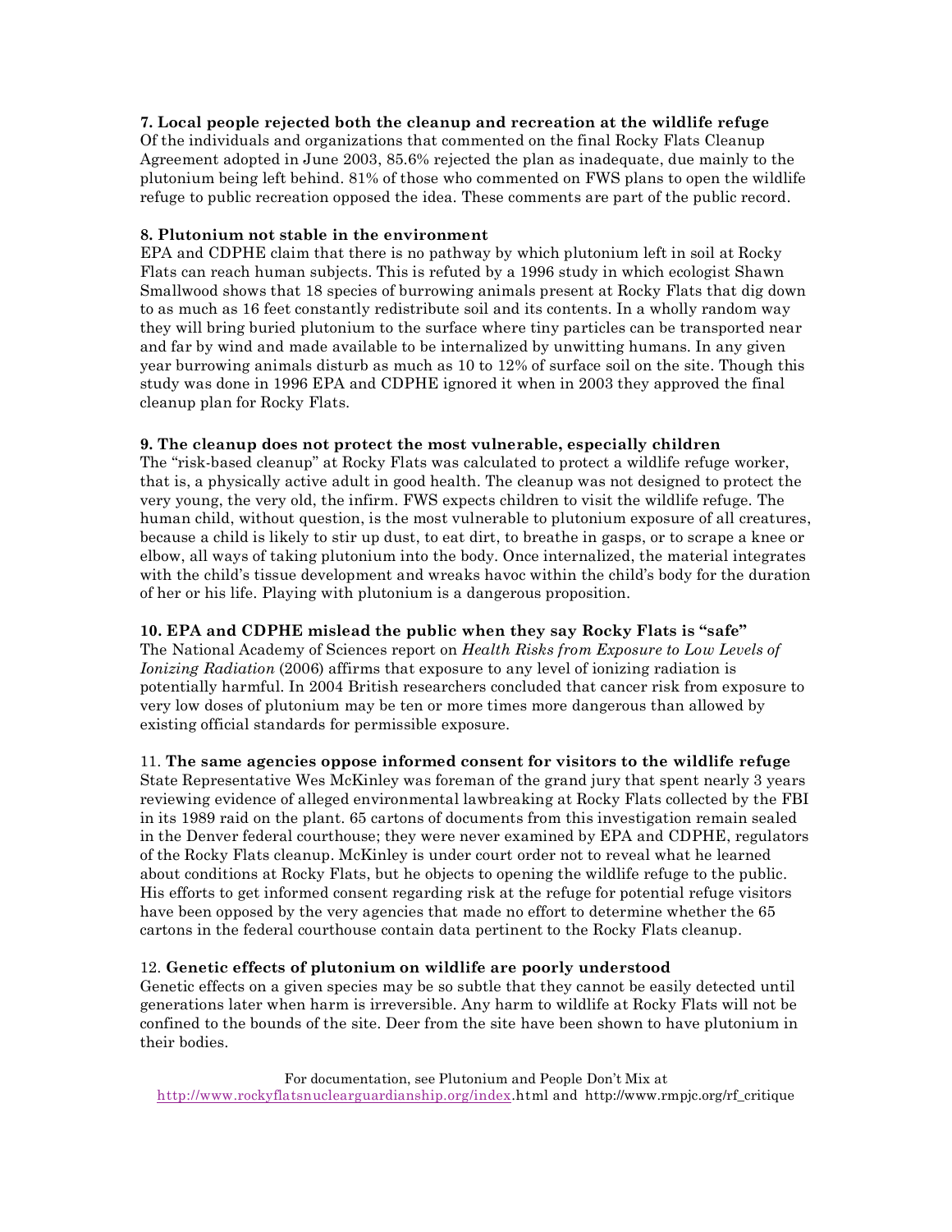**7. Local people rejected both the cleanup and recreation at the wildlife refuge**
Of the individuals and organizations that commented on the final Rocky Flats Cleanup Agreement adopted in June 2003, 85.6% rejected the plan as inadequate, due mainly to the plutonium being left behind. 81% of those who commented on FWS plans to open the wildlife refuge to public recreation opposed the idea. These comments are part of the public record.

**8. Plutonium not stable in the environment**
EPA and CDPHE claim that there is no pathway by which plutonium left in soil at Rocky Flats can reach human subjects. This is refuted by a 1996 study in which ecologist Shawn Smallwood shows that 18 species of burrowing animals present at Rocky Flats that dig down to as much as 16 feet constantly redistribute soil and its contents. In a wholly random way they will bring buried plutonium to the surface where tiny particles can be transported near and far by wind and made available to be internalized by unwitting humans. In any given year burrowing animals disturb as much as 10 to 12% of surface soil on the site. Though this study was done in 1996 EPA and CDPHE ignored it when in 2003 they approved the final cleanup plan for Rocky Flats.

**9. The cleanup does not protect the most vulnerable, especially children**
The "risk-based cleanup" at Rocky Flats was calculated to protect a wildlife refuge worker, that is, a physically active adult in good health. The cleanup was not designed to protect the very young, the very old, the infirm. FWS expects children to visit the wildlife refuge. The human child, without question, is the most vulnerable to plutonium exposure of all creatures, because a child is likely to stir up dust, to eat dirt, to breathe in gasps, or to scrape a knee or elbow, all ways of taking plutonium into the body. Once internalized, the material integrates with the child's tissue development and wreaks havoc within the child's body for the duration of her or his life. Playing with plutonium is a dangerous proposition.

**10. EPA and CDPHE mislead the public when they say Rocky Flats is "safe"**
The National Academy of Sciences report on *Health Risks from Exposure to Low Levels of Ionizing Radiation* (2006) affirms that exposure to any level of ionizing radiation is potentially harmful. In 2004 British researchers concluded that cancer risk from exposure to very low doses of plutonium may be ten or more times more dangerous than allowed by existing official standards for permissible exposure.

11. **The same agencies oppose informed consent for visitors to the wildlife refuge**
State Representative Wes McKinley was foreman of the grand jury that spent nearly 3 years reviewing evidence of alleged environmental lawbreaking at Rocky Flats collected by the FBI in its 1989 raid on the plant. 65 cartons of documents from this investigation remain sealed in the Denver federal courthouse; they were never examined by EPA and CDPHE, regulators of the Rocky Flats cleanup. McKinley is under court order not to reveal what he learned about conditions at Rocky Flats, but he objects to opening the wildlife refuge to the public. His efforts to get informed consent regarding risk at the refuge for potential refuge visitors have been opposed by the very agencies that made no effort to determine whether the 65 cartons in the federal courthouse contain data pertinent to the Rocky Flats cleanup.

12. **Genetic effects of plutonium on wildlife are poorly understood**
Genetic effects on a given species may be so subtle that they cannot be easily detected until generations later when harm is irreversible. Any harm to wildlife at Rocky Flats will not be confined to the bounds of the site. Deer from the site have been shown to have plutonium in their bodies.

For documentation, see Plutonium and People Don't Mix at http://www.rockyflatsnuclearguardianship.org/index.html and http://www.rmpjc.org/rf_critique